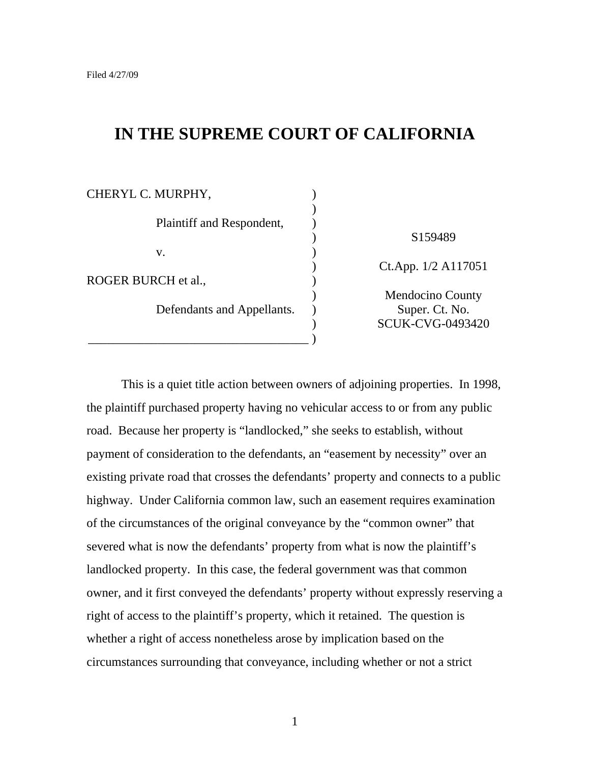Filed 4/27/09

# IN THE SUPREME COURT OF CALIFORNIA

| | |
|---|---|
| CHERYL C. MURPHY, | |
| Plaintiff and Respondent, | S159489 |
| v. | Ct.App. 1/2 A117051 |
| ROGER BURCH et al., | Mendocino County |
| Defendants and Appellants. | Super. Ct. No. SCUK-CVG-0493420 |

This is a quiet title action between owners of adjoining properties. In 1998, the plaintiff purchased property having no vehicular access to or from any public road. Because her property is "landlocked," she seeks to establish, without payment of consideration to the defendants, an "easement by necessity" over an existing private road that crosses the defendants' property and connects to a public highway. Under California common law, such an easement requires examination of the circumstances of the original conveyance by the "common owner" that severed what is now the defendants' property from what is now the plaintiff's landlocked property. In this case, the federal government was that common owner, and it first conveyed the defendants' property without expressly reserving a right of access to the plaintiff's property, which it retained. The question is whether a right of access nonetheless arose by implication based on the circumstances surrounding that conveyance, including whether or not a strict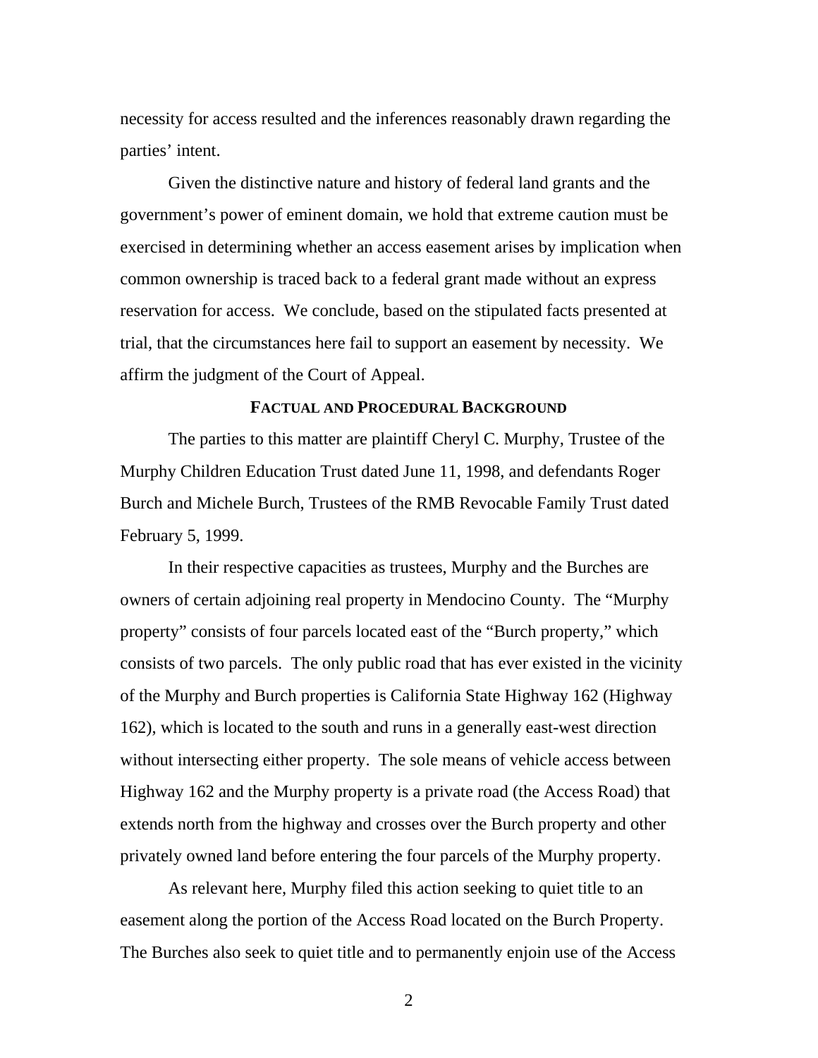necessity for access resulted and the inferences reasonably drawn regarding the parties' intent.

Given the distinctive nature and history of federal land grants and the government's power of eminent domain, we hold that extreme caution must be exercised in determining whether an access easement arises by implication when common ownership is traced back to a federal grant made without an express reservation for access. We conclude, based on the stipulated facts presented at trial, that the circumstances here fail to support an easement by necessity. We affirm the judgment of the Court of Appeal.

## FACTUAL AND PROCEDURAL BACKGROUND

The parties to this matter are plaintiff Cheryl C. Murphy, Trustee of the Murphy Children Education Trust dated June 11, 1998, and defendants Roger Burch and Michele Burch, Trustees of the RMB Revocable Family Trust dated February 5, 1999.

In their respective capacities as trustees, Murphy and the Burches are owners of certain adjoining real property in Mendocino County. The "Murphy property" consists of four parcels located east of the "Burch property," which consists of two parcels. The only public road that has ever existed in the vicinity of the Murphy and Burch properties is California State Highway 162 (Highway 162), which is located to the south and runs in a generally east-west direction without intersecting either property. The sole means of vehicle access between Highway 162 and the Murphy property is a private road (the Access Road) that extends north from the highway and crosses over the Burch property and other privately owned land before entering the four parcels of the Murphy property.

As relevant here, Murphy filed this action seeking to quiet title to an easement along the portion of the Access Road located on the Burch Property. The Burches also seek to quiet title and to permanently enjoin use of the Access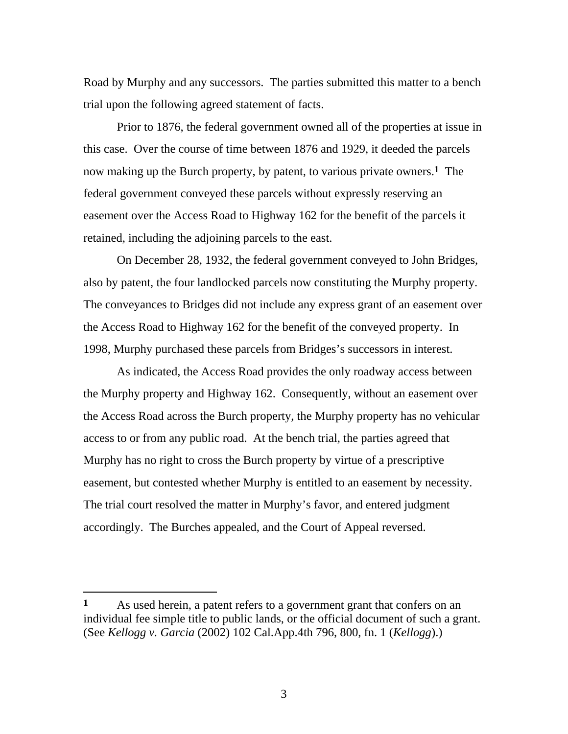Road by Murphy and any successors. The parties submitted this matter to a bench trial upon the following agreed statement of facts.

Prior to 1876, the federal government owned all of the properties at issue in this case. Over the course of time between 1876 and 1929, it deeded the parcels now making up the Burch property, by patent, to various private owners.[1] The federal government conveyed these parcels without expressly reserving an easement over the Access Road to Highway 162 for the benefit of the parcels it retained, including the adjoining parcels to the east.

On December 28, 1932, the federal government conveyed to John Bridges, also by patent, the four landlocked parcels now constituting the Murphy property. The conveyances to Bridges did not include any express grant of an easement over the Access Road to Highway 162 for the benefit of the conveyed property. In 1998, Murphy purchased these parcels from Bridges's successors in interest.

As indicated, the Access Road provides the only roadway access between the Murphy property and Highway 162. Consequently, without an easement over the Access Road across the Burch property, the Murphy property has no vehicular access to or from any public road. At the bench trial, the parties agreed that Murphy has no right to cross the Burch property by virtue of a prescriptive easement, but contested whether Murphy is entitled to an easement by necessity. The trial court resolved the matter in Murphy's favor, and entered judgment accordingly. The Burches appealed, and the Court of Appeal reversed.

---

[1] As used herein, a patent refers to a government grant that confers on an individual fee simple title to public lands, or the official document of such a grant. (See *Kellogg v. Garcia* (2002) 102 Cal.App.4th 796, 800, fn. 1 (*Kellogg*).)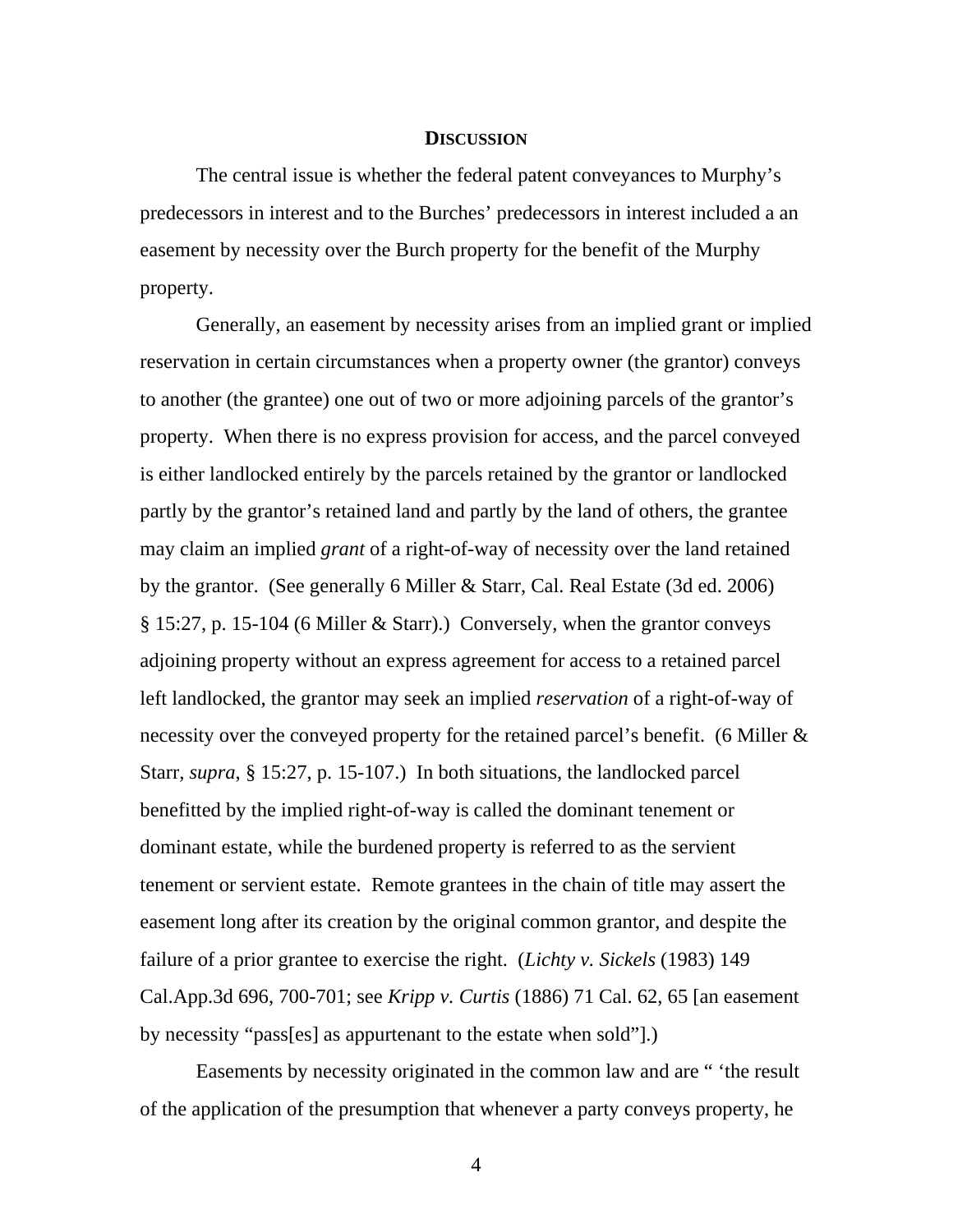## DISCUSSION

The central issue is whether the federal patent conveyances to Murphy's predecessors in interest and to the Burches' predecessors in interest included a an easement by necessity over the Burch property for the benefit of the Murphy property.

Generally, an easement by necessity arises from an implied grant or implied reservation in certain circumstances when a property owner (the grantor) conveys to another (the grantee) one out of two or more adjoining parcels of the grantor's property. When there is no express provision for access, and the parcel conveyed is either landlocked entirely by the parcels retained by the grantor or landlocked partly by the grantor's retained land and partly by the land of others, the grantee may claim an implied *grant* of a right-of-way of necessity over the land retained by the grantor. (See generally 6 Miller & Starr, Cal. Real Estate (3d ed. 2006) § 15:27, p. 15-104 (6 Miller & Starr).) Conversely, when the grantor conveys adjoining property without an express agreement for access to a retained parcel left landlocked, the grantor may seek an implied *reservation* of a right-of-way of necessity over the conveyed property for the retained parcel's benefit. (6 Miller & Starr, *supra*, § 15:27, p. 15-107.) In both situations, the landlocked parcel benefitted by the implied right-of-way is called the dominant tenement or dominant estate, while the burdened property is referred to as the servient tenement or servient estate. Remote grantees in the chain of title may assert the easement long after its creation by the original common grantor, and despite the failure of a prior grantee to exercise the right. (*Lichty v. Sickels* (1983) 149 Cal.App.3d 696, 700-701; see *Kripp v. Curtis* (1886) 71 Cal. 62, 65 [an easement by necessity "pass[es] as appurtenant to the estate when sold"].)

Easements by necessity originated in the common law and are " 'the result of the application of the presumption that whenever a party conveys property, he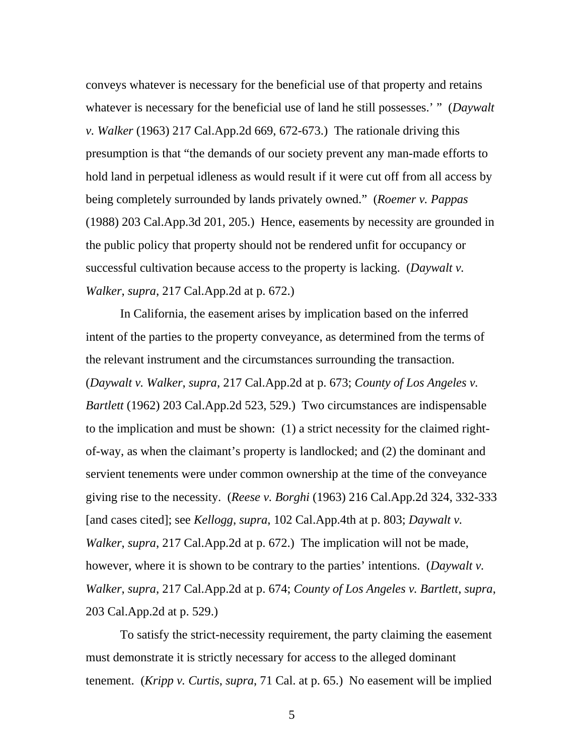conveys whatever is necessary for the beneficial use of that property and retains whatever is necessary for the beneficial use of land he still possesses.' " (*Daywalt v. Walker* (1963) 217 Cal.App.2d 669, 672-673.) The rationale driving this presumption is that "the demands of our society prevent any man-made efforts to hold land in perpetual idleness as would result if it were cut off from all access by being completely surrounded by lands privately owned." (*Roemer v. Pappas* (1988) 203 Cal.App.3d 201, 205.) Hence, easements by necessity are grounded in the public policy that property should not be rendered unfit for occupancy or successful cultivation because access to the property is lacking. (*Daywalt v. Walker*, *supra*, 217 Cal.App.2d at p. 672.)

In California, the easement arises by implication based on the inferred intent of the parties to the property conveyance, as determined from the terms of the relevant instrument and the circumstances surrounding the transaction. (*Daywalt v. Walker*, *supra*, 217 Cal.App.2d at p. 673; *County of Los Angeles v. Bartlett* (1962) 203 Cal.App.2d 523, 529.) Two circumstances are indispensable to the implication and must be shown: (1) a strict necessity for the claimed right-of-way, as when the claimant's property is landlocked; and (2) the dominant and servient tenements were under common ownership at the time of the conveyance giving rise to the necessity. (*Reese v. Borghi* (1963) 216 Cal.App.2d 324, 332-333 [and cases cited]; see *Kellogg*, *supra*, 102 Cal.App.4th at p. 803; *Daywalt v. Walker*, *supra*, 217 Cal.App.2d at p. 672.) The implication will not be made, however, where it is shown to be contrary to the parties' intentions. (*Daywalt v. Walker*, *supra*, 217 Cal.App.2d at p. 674; *County of Los Angeles v. Bartlett*, *supra*, 203 Cal.App.2d at p. 529.)

To satisfy the strict-necessity requirement, the party claiming the easement must demonstrate it is strictly necessary for access to the alleged dominant tenement. (*Kripp v. Curtis*, *supra*, 71 Cal. at p. 65.) No easement will be implied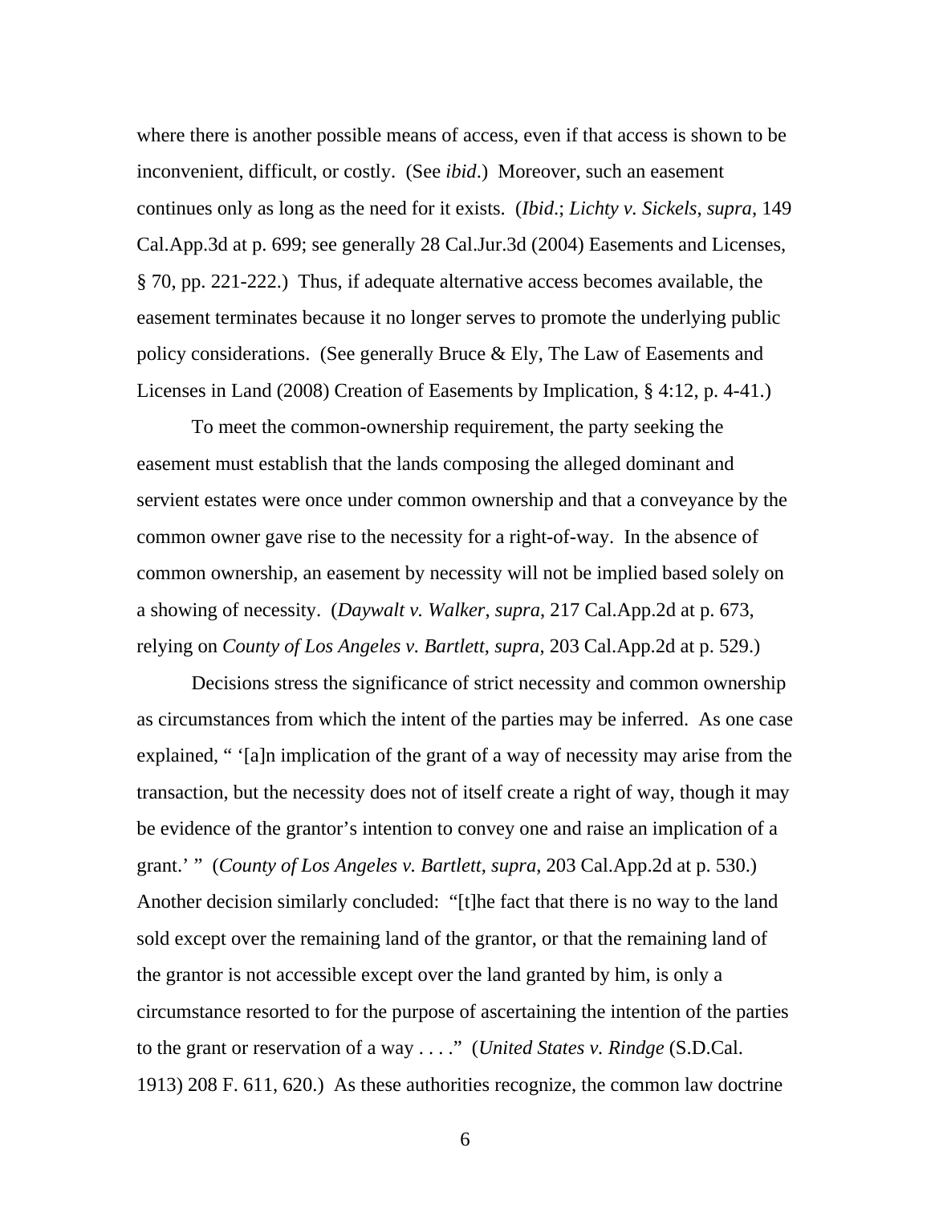where there is another possible means of access, even if that access is shown to be inconvenient, difficult, or costly. (See *ibid*.) Moreover, such an easement continues only as long as the need for it exists. (*Ibid*.; *Lichty v. Sickels, supra*, 149 Cal.App.3d at p. 699; see generally 28 Cal.Jur.3d (2004) Easements and Licenses, § 70, pp. 221-222.) Thus, if adequate alternative access becomes available, the easement terminates because it no longer serves to promote the underlying public policy considerations. (See generally Bruce & Ely, The Law of Easements and Licenses in Land (2008) Creation of Easements by Implication, § 4:12, p. 4-41.)

To meet the common-ownership requirement, the party seeking the easement must establish that the lands composing the alleged dominant and servient estates were once under common ownership and that a conveyance by the common owner gave rise to the necessity for a right-of-way. In the absence of common ownership, an easement by necessity will not be implied based solely on a showing of necessity. (*Daywalt v. Walker, supra*, 217 Cal.App.2d at p. 673, relying on *County of Los Angeles v. Bartlett, supra*, 203 Cal.App.2d at p. 529.)

Decisions stress the significance of strict necessity and common ownership as circumstances from which the intent of the parties may be inferred. As one case explained, " '[a]n implication of the grant of a way of necessity may arise from the transaction, but the necessity does not of itself create a right of way, though it may be evidence of the grantor's intention to convey one and raise an implication of a grant.' " (*County of Los Angeles v. Bartlett, supra*, 203 Cal.App.2d at p. 530.) Another decision similarly concluded: "[t]he fact that there is no way to the land sold except over the remaining land of the grantor, or that the remaining land of the grantor is not accessible except over the land granted by him, is only a circumstance resorted to for the purpose of ascertaining the intention of the parties to the grant or reservation of a way . . . ." (*United States v. Rindge* (S.D.Cal. 1913) 208 F. 611, 620.) As these authorities recognize, the common law doctrine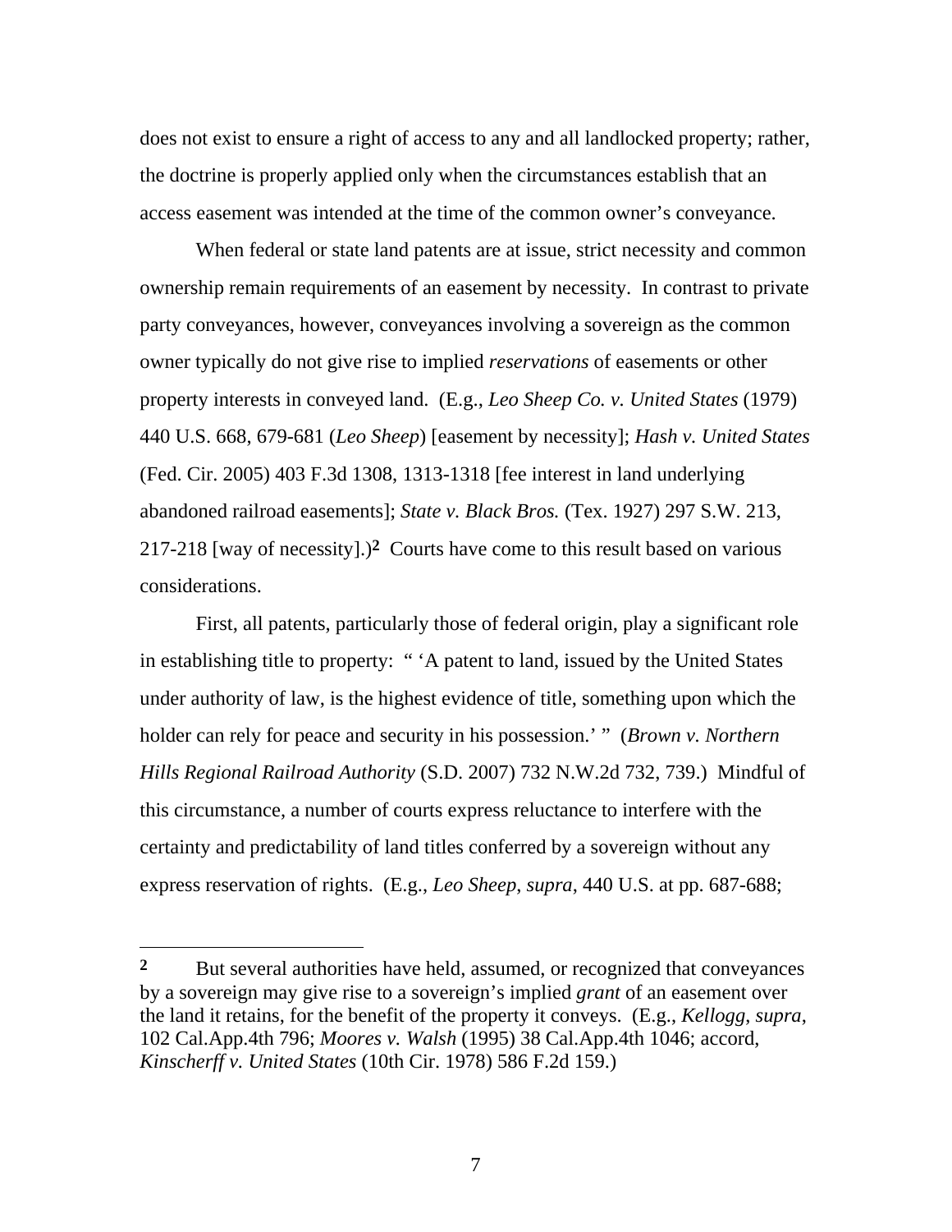does not exist to ensure a right of access to any and all landlocked property; rather, the doctrine is properly applied only when the circumstances establish that an access easement was intended at the time of the common owner's conveyance.

When federal or state land patents are at issue, strict necessity and common ownership remain requirements of an easement by necessity. In contrast to private party conveyances, however, conveyances involving a sovereign as the common owner typically do not give rise to implied *reservations* of easements or other property interests in conveyed land. (E.g., *Leo Sheep Co. v. United States* (1979) 440 U.S. 668, 679-681 (*Leo Sheep*) [easement by necessity]; *Hash v. United States* (Fed. Cir. 2005) 403 F.3d 1308, 1313-1318 [fee interest in land underlying abandoned railroad easements]; *State v. Black Bros.* (Tex. 1927) 297 S.W. 213, 217-218 [way of necessity].)[2] Courts have come to this result based on various considerations.

First, all patents, particularly those of federal origin, play a significant role in establishing title to property: " 'A patent to land, issued by the United States under authority of law, is the highest evidence of title, something upon which the holder can rely for peace and security in his possession.' " (*Brown v. Northern Hills Regional Railroad Authority* (S.D. 2007) 732 N.W.2d 732, 739.) Mindful of this circumstance, a number of courts express reluctance to interfere with the certainty and predictability of land titles conferred by a sovereign without any express reservation of rights. (E.g., *Leo Sheep*, *supra*, 440 U.S. at pp. 687-688;

---

[2] But several authorities have held, assumed, or recognized that conveyances by a sovereign may give rise to a sovereign's implied *grant* of an easement over the land it retains, for the benefit of the property it conveys. (E.g., *Kellogg*, *supra*, 102 Cal.App.4th 796; *Moores v. Walsh* (1995) 38 Cal.App.4th 1046; accord, *Kinscherff v. United States* (10th Cir. 1978) 586 F.2d 159.)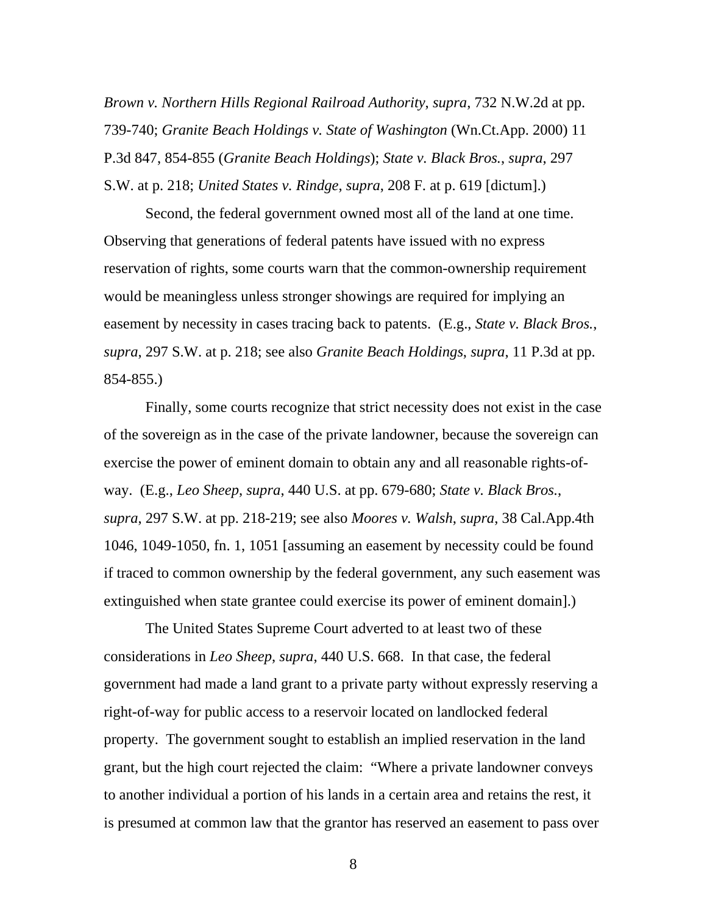*Brown v. Northern Hills Regional Railroad Authority*, *supra*, 732 N.W.2d at pp. 739-740; *Granite Beach Holdings v. State of Washington* (Wn.Ct.App. 2000) 11 P.3d 847, 854-855 (*Granite Beach Holdings*); *State v. Black Bros.*, *supra*, 297 S.W. at p. 218; *United States v. Rindge*, *supra*, 208 F. at p. 619 [dictum].)

Second, the federal government owned most all of the land at one time. Observing that generations of federal patents have issued with no express reservation of rights, some courts warn that the common-ownership requirement would be meaningless unless stronger showings are required for implying an easement by necessity in cases tracing back to patents. (E.g., *State v. Black Bros.*, *supra*, 297 S.W. at p. 218; see also *Granite Beach Holdings*, *supra*, 11 P.3d at pp. 854-855.)

Finally, some courts recognize that strict necessity does not exist in the case of the sovereign as in the case of the private landowner, because the sovereign can exercise the power of eminent domain to obtain any and all reasonable rights-of-way. (E.g., *Leo Sheep*, *supra*, 440 U.S. at pp. 679-680; *State v. Black Bros.*, *supra*, 297 S.W. at pp. 218-219; see also *Moores v. Walsh*, *supra*, 38 Cal.App.4th 1046, 1049-1050, fn. 1, 1051 [assuming an easement by necessity could be found if traced to common ownership by the federal government, any such easement was extinguished when state grantee could exercise its power of eminent domain].)

The United States Supreme Court adverted to at least two of these considerations in *Leo Sheep*, *supra*, 440 U.S. 668. In that case, the federal government had made a land grant to a private party without expressly reserving a right-of-way for public access to a reservoir located on landlocked federal property. The government sought to establish an implied reservation in the land grant, but the high court rejected the claim: "Where a private landowner conveys to another individual a portion of his lands in a certain area and retains the rest, it is presumed at common law that the grantor has reserved an easement to pass over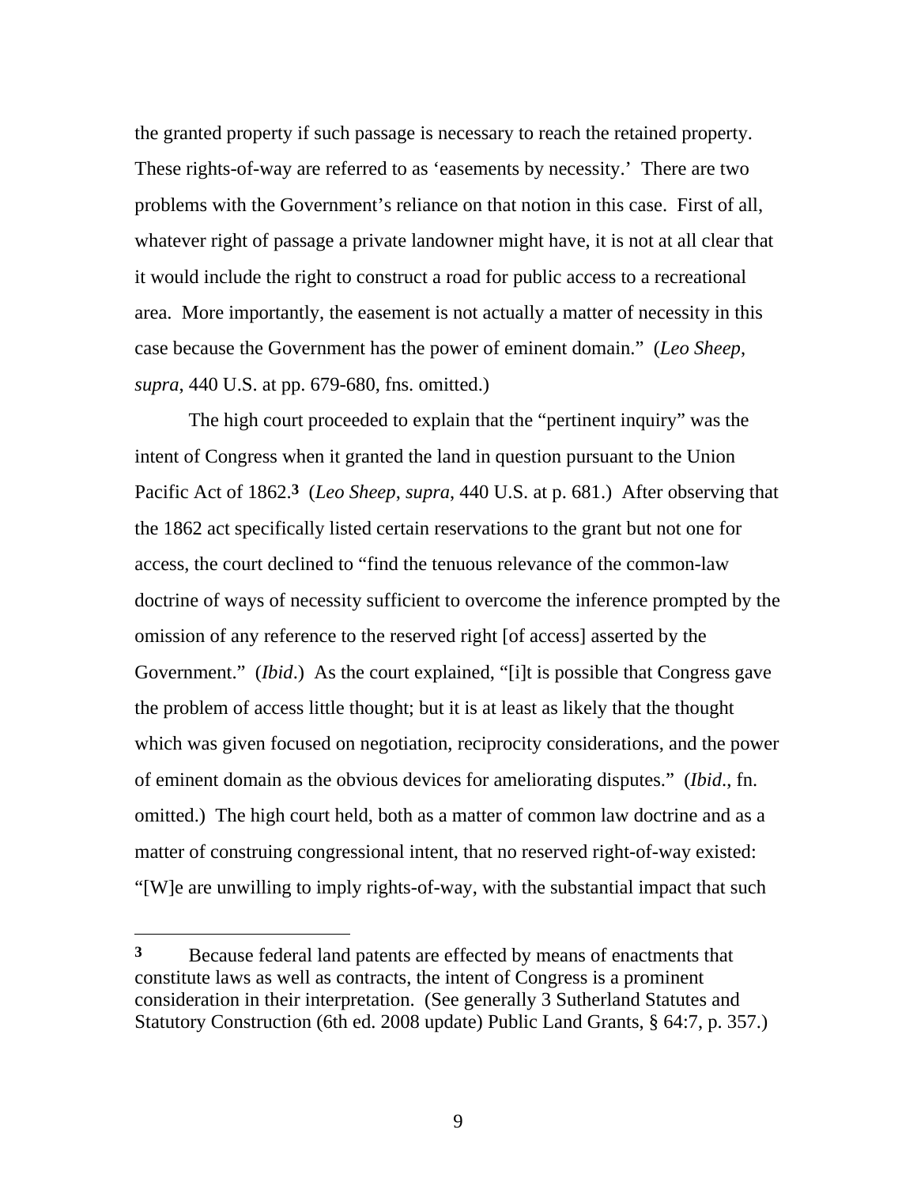the granted property if such passage is necessary to reach the retained property. These rights-of-way are referred to as 'easements by necessity.' There are two problems with the Government's reliance on that notion in this case. First of all, whatever right of passage a private landowner might have, it is not at all clear that it would include the right to construct a road for public access to a recreational area. More importantly, the easement is not actually a matter of necessity in this case because the Government has the power of eminent domain." (*Leo Sheep*, *supra*, 440 U.S. at pp. 679-680, fns. omitted.)

The high court proceeded to explain that the "pertinent inquiry" was the intent of Congress when it granted the land in question pursuant to the Union Pacific Act of 1862.[3] (*Leo Sheep*, *supra*, 440 U.S. at p. 681.) After observing that the 1862 act specifically listed certain reservations to the grant but not one for access, the court declined to "find the tenuous relevance of the common-law doctrine of ways of necessity sufficient to overcome the inference prompted by the omission of any reference to the reserved right [of access] asserted by the Government." (*Ibid*.) As the court explained, "[i]t is possible that Congress gave the problem of access little thought; but it is at least as likely that the thought which was given focused on negotiation, reciprocity considerations, and the power of eminent domain as the obvious devices for ameliorating disputes." (*Ibid*., fn. omitted.) The high court held, both as a matter of common law doctrine and as a matter of construing congressional intent, that no reserved right-of-way existed: "[W]e are unwilling to imply rights-of-way, with the substantial impact that such

---

**3** Because federal land patents are effected by means of enactments that constitute laws as well as contracts, the intent of Congress is a prominent consideration in their interpretation. (See generally 3 Sutherland Statutes and Statutory Construction (6th ed. 2008 update) Public Land Grants, § 64:7, p. 357.)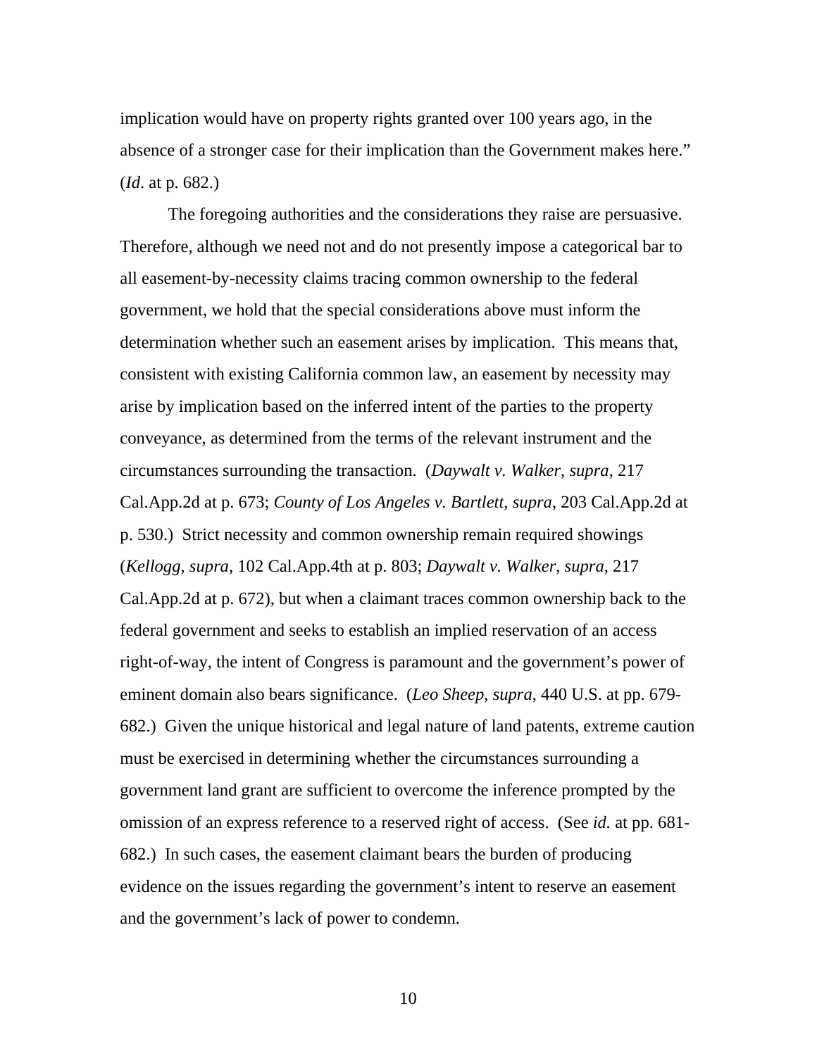implication would have on property rights granted over 100 years ago, in the absence of a stronger case for their implication than the Government makes here." (*Id*. at p. 682.)

The foregoing authorities and the considerations they raise are persuasive. Therefore, although we need not and do not presently impose a categorical bar to all easement-by-necessity claims tracing common ownership to the federal government, we hold that the special considerations above must inform the determination whether such an easement arises by implication. This means that, consistent with existing California common law, an easement by necessity may arise by implication based on the inferred intent of the parties to the property conveyance, as determined from the terms of the relevant instrument and the circumstances surrounding the transaction. (*Daywalt v. Walker*, *supra*, 217 Cal.App.2d at p. 673; *County of Los Angeles v. Bartlett*, *supra*, 203 Cal.App.2d at p. 530.) Strict necessity and common ownership remain required showings (*Kellogg*, *supra*, 102 Cal.App.4th at p. 803; *Daywalt v. Walker*, *supra*, 217 Cal.App.2d at p. 672), but when a claimant traces common ownership back to the federal government and seeks to establish an implied reservation of an access right-of-way, the intent of Congress is paramount and the government's power of eminent domain also bears significance. (*Leo Sheep*, *supra*, 440 U.S. at pp. 679-682.) Given the unique historical and legal nature of land patents, extreme caution must be exercised in determining whether the circumstances surrounding a government land grant are sufficient to overcome the inference prompted by the omission of an express reference to a reserved right of access. (See *id.* at pp. 681-682.) In such cases, the easement claimant bears the burden of producing evidence on the issues regarding the government's intent to reserve an easement and the government's lack of power to condemn.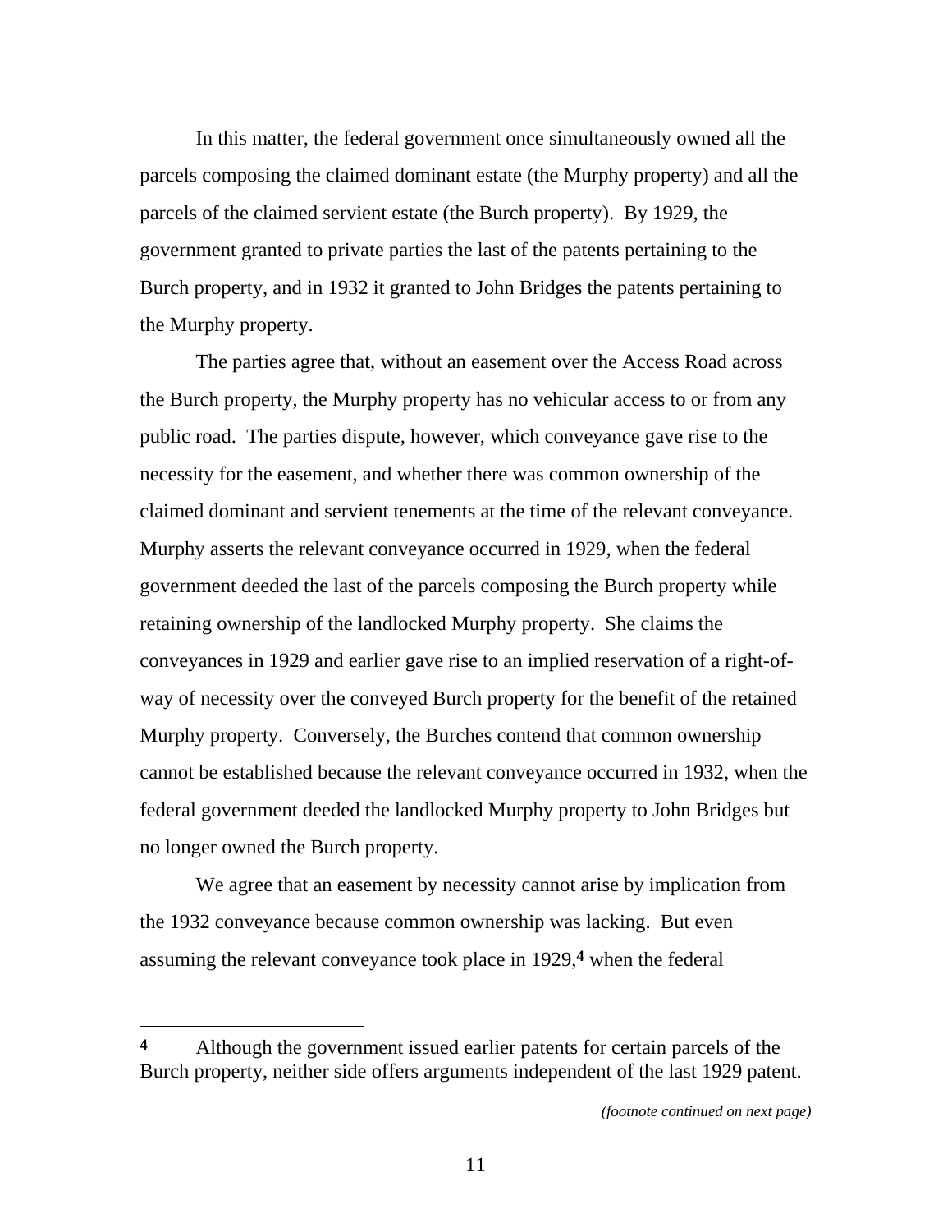In this matter, the federal government once simultaneously owned all the parcels composing the claimed dominant estate (the Murphy property) and all the parcels of the claimed servient estate (the Burch property). By 1929, the government granted to private parties the last of the patents pertaining to the Burch property, and in 1932 it granted to John Bridges the patents pertaining to the Murphy property.

The parties agree that, without an easement over the Access Road across the Burch property, the Murphy property has no vehicular access to or from any public road. The parties dispute, however, which conveyance gave rise to the necessity for the easement, and whether there was common ownership of the claimed dominant and servient tenements at the time of the relevant conveyance. Murphy asserts the relevant conveyance occurred in 1929, when the federal government deeded the last of the parcels composing the Burch property while retaining ownership of the landlocked Murphy property. She claims the conveyances in 1929 and earlier gave rise to an implied reservation of a right-of-way of necessity over the conveyed Burch property for the benefit of the retained Murphy property. Conversely, the Burches contend that common ownership cannot be established because the relevant conveyance occurred in 1932, when the federal government deeded the landlocked Murphy property to John Bridges but no longer owned the Burch property.

We agree that an easement by necessity cannot arise by implication from the 1932 conveyance because common ownership was lacking. But even assuming the relevant conveyance took place in 1929,[4] when the federal

---

[4] Although the government issued earlier patents for certain parcels of the Burch property, neither side offers arguments independent of the last 1929 patent.

*(footnote continued on next page)*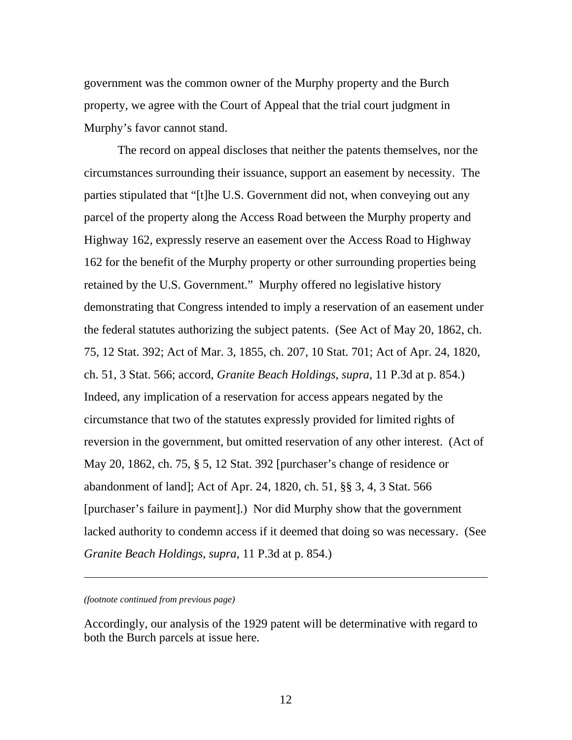government was the common owner of the Murphy property and the Burch property, we agree with the Court of Appeal that the trial court judgment in Murphy's favor cannot stand.

The record on appeal discloses that neither the patents themselves, nor the circumstances surrounding their issuance, support an easement by necessity. The parties stipulated that "[t]he U.S. Government did not, when conveying out any parcel of the property along the Access Road between the Murphy property and Highway 162, expressly reserve an easement over the Access Road to Highway 162 for the benefit of the Murphy property or other surrounding properties being retained by the U.S. Government." Murphy offered no legislative history demonstrating that Congress intended to imply a reservation of an easement under the federal statutes authorizing the subject patents. (See Act of May 20, 1862, ch. 75, 12 Stat. 392; Act of Mar. 3, 1855, ch. 207, 10 Stat. 701; Act of Apr. 24, 1820, ch. 51, 3 Stat. 566; accord, *Granite Beach Holdings*, *supra*, 11 P.3d at p. 854.) Indeed, any implication of a reservation for access appears negated by the circumstance that two of the statutes expressly provided for limited rights of reversion in the government, but omitted reservation of any other interest. (Act of May 20, 1862, ch. 75, § 5, 12 Stat. 392 [purchaser's change of residence or abandonment of land]; Act of Apr. 24, 1820, ch. 51, §§ 3, 4, 3 Stat. 566 [purchaser's failure in payment].) Nor did Murphy show that the government lacked authority to condemn access if it deemed that doing so was necessary. (See *Granite Beach Holdings*, *supra*, 11 P.3d at p. 854.)

---

*(footnote continued from previous page)*

Accordingly, our analysis of the 1929 patent will be determinative with regard to both the Burch parcels at issue here.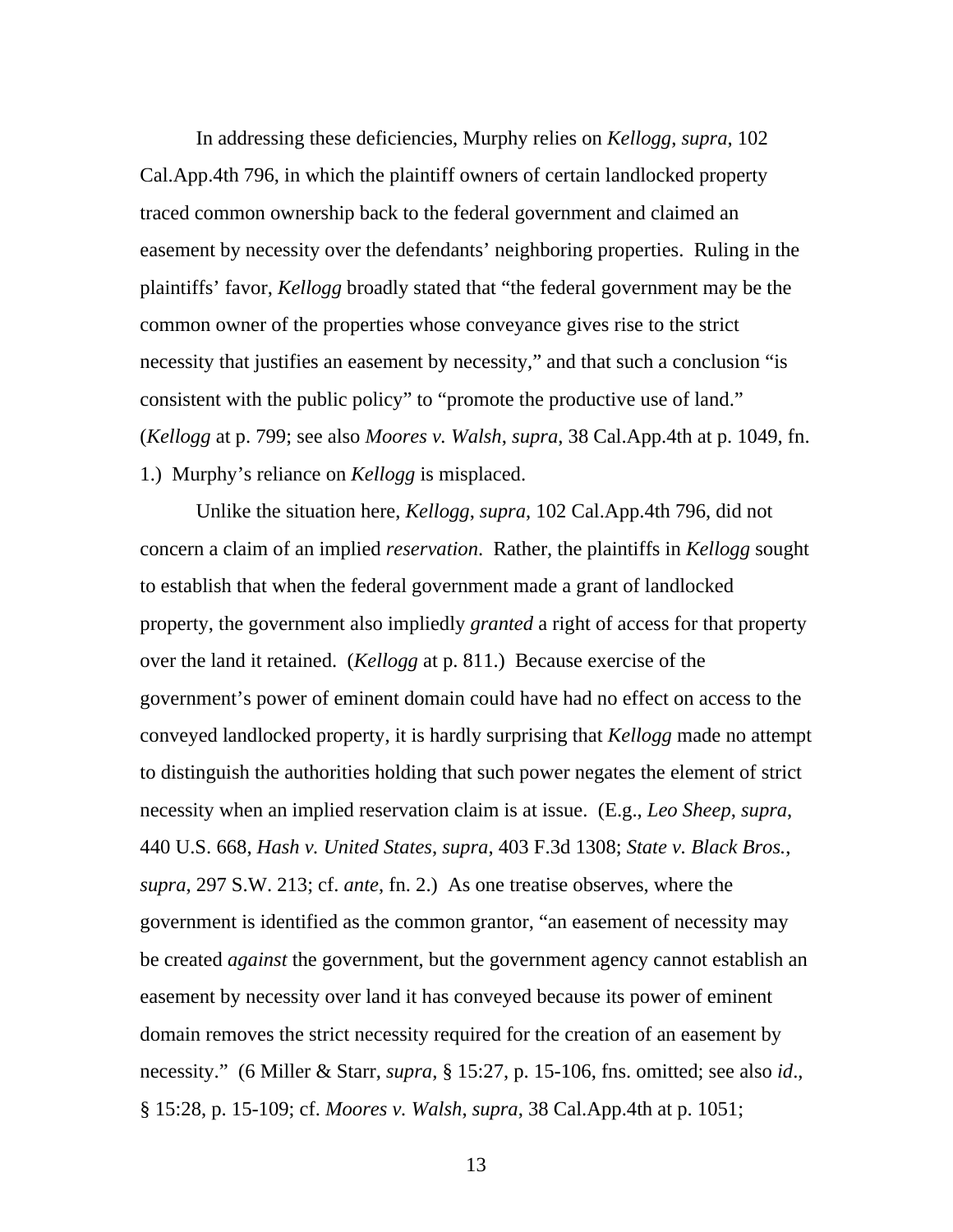In addressing these deficiencies, Murphy relies on *Kellogg*, *supra*, 102 Cal.App.4th 796, in which the plaintiff owners of certain landlocked property traced common ownership back to the federal government and claimed an easement by necessity over the defendants' neighboring properties. Ruling in the plaintiffs' favor, *Kellogg* broadly stated that "the federal government may be the common owner of the properties whose conveyance gives rise to the strict necessity that justifies an easement by necessity," and that such a conclusion "is consistent with the public policy" to "promote the productive use of land." (*Kellogg* at p. 799; see also *Moores v. Walsh*, *supra*, 38 Cal.App.4th at p. 1049, fn. 1.) Murphy's reliance on *Kellogg* is misplaced.

Unlike the situation here, *Kellogg*, *supra*, 102 Cal.App.4th 796, did not concern a claim of an implied *reservation*. Rather, the plaintiffs in *Kellogg* sought to establish that when the federal government made a grant of landlocked property, the government also impliedly *granted* a right of access for that property over the land it retained. (*Kellogg* at p. 811.) Because exercise of the government's power of eminent domain could have had no effect on access to the conveyed landlocked property, it is hardly surprising that *Kellogg* made no attempt to distinguish the authorities holding that such power negates the element of strict necessity when an implied reservation claim is at issue. (E.g., *Leo Sheep*, *supra*, 440 U.S. 668, *Hash v. United States*, *supra*, 403 F.3d 1308; *State v. Black Bros.*, *supra*, 297 S.W. 213; cf. *ante*, fn. 2.) As one treatise observes, where the government is identified as the common grantor, "an easement of necessity may be created *against* the government, but the government agency cannot establish an easement by necessity over land it has conveyed because its power of eminent domain removes the strict necessity required for the creation of an easement by necessity." (6 Miller & Starr, *supra*, § 15:27, p. 15-106, fns. omitted; see also *id*., § 15:28, p. 15-109; cf. *Moores v. Walsh*, *supra*, 38 Cal.App.4th at p. 1051;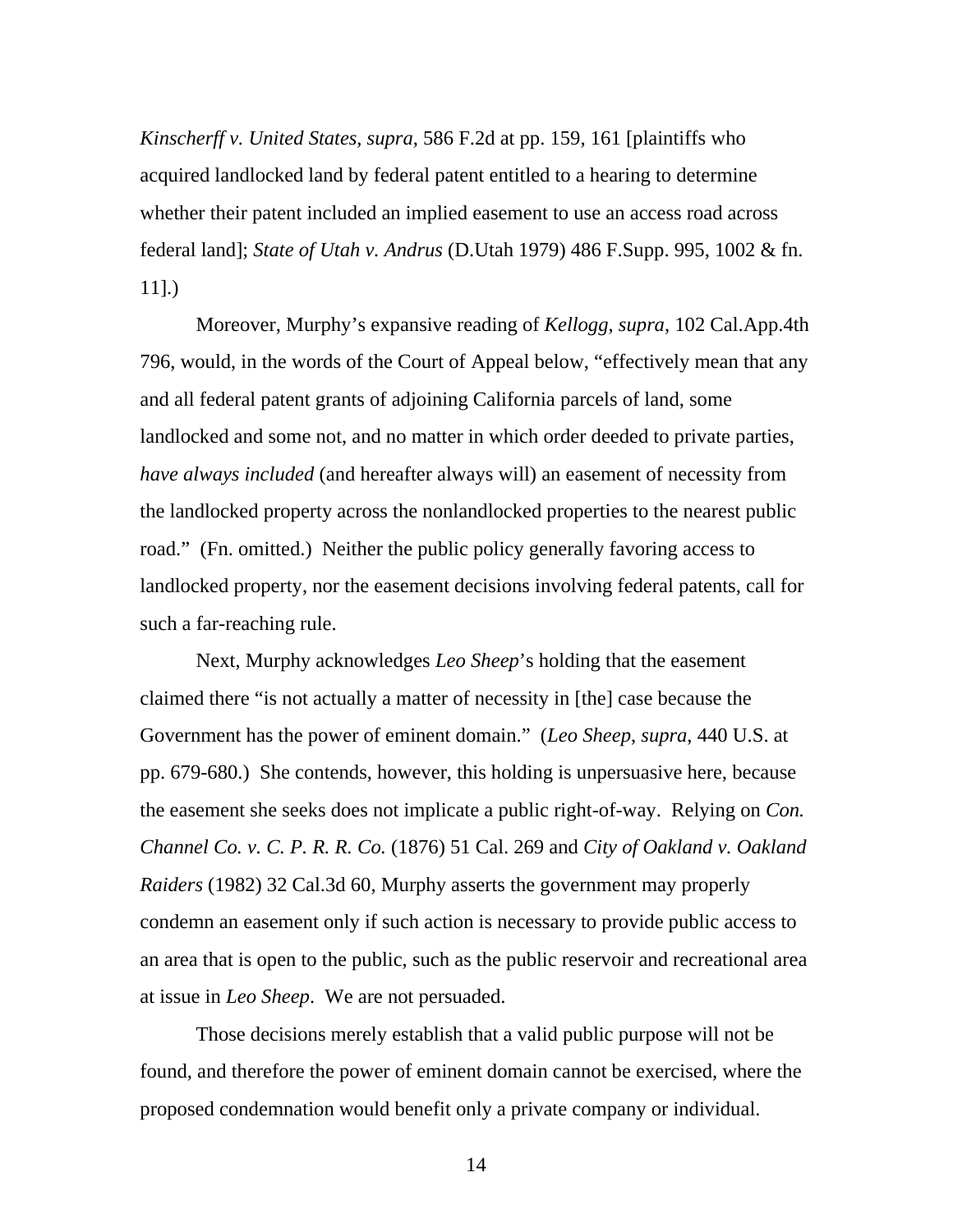*Kinscherff v. United States*, *supra*, 586 F.2d at pp. 159, 161 [plaintiffs who acquired landlocked land by federal patent entitled to a hearing to determine whether their patent included an implied easement to use an access road across federal land]; *State of Utah v. Andrus* (D.Utah 1979) 486 F.Supp. 995, 1002 & fn. 11].)

Moreover, Murphy's expansive reading of *Kellogg*, *supra*, 102 Cal.App.4th 796, would, in the words of the Court of Appeal below, "effectively mean that any and all federal patent grants of adjoining California parcels of land, some landlocked and some not, and no matter in which order deeded to private parties, *have always included* (and hereafter always will) an easement of necessity from the landlocked property across the nonlandlocked properties to the nearest public road." (Fn. omitted.) Neither the public policy generally favoring access to landlocked property, nor the easement decisions involving federal patents, call for such a far-reaching rule.

Next, Murphy acknowledges *Leo Sheep*'s holding that the easement claimed there "is not actually a matter of necessity in [the] case because the Government has the power of eminent domain." (*Leo Sheep*, *supra*, 440 U.S. at pp. 679-680.) She contends, however, this holding is unpersuasive here, because the easement she seeks does not implicate a public right-of-way. Relying on *Con. Channel Co. v. C. P. R. R. Co.* (1876) 51 Cal. 269 and *City of Oakland v. Oakland Raiders* (1982) 32 Cal.3d 60, Murphy asserts the government may properly condemn an easement only if such action is necessary to provide public access to an area that is open to the public, such as the public reservoir and recreational area at issue in *Leo Sheep*. We are not persuaded.

Those decisions merely establish that a valid public purpose will not be found, and therefore the power of eminent domain cannot be exercised, where the proposed condemnation would benefit only a private company or individual.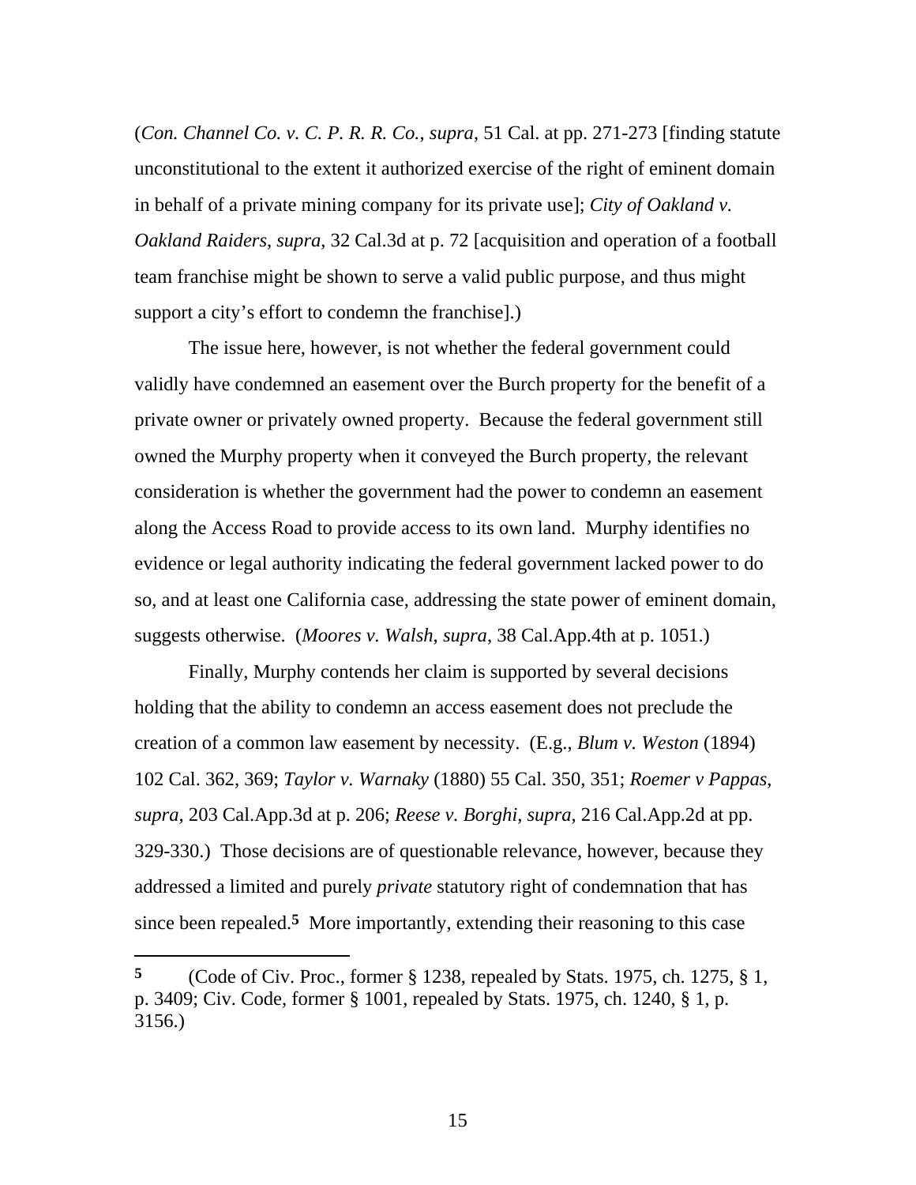(*Con. Channel Co. v. C. P. R. R. Co.*, *supra*, 51 Cal. at pp. 271-273 [finding statute unconstitutional to the extent it authorized exercise of the right of eminent domain in behalf of a private mining company for its private use]; *City of Oakland v. Oakland Raiders*, *supra*, 32 Cal.3d at p. 72 [acquisition and operation of a football team franchise might be shown to serve a valid public purpose, and thus might support a city's effort to condemn the franchise].)

The issue here, however, is not whether the federal government could validly have condemned an easement over the Burch property for the benefit of a private owner or privately owned property. Because the federal government still owned the Murphy property when it conveyed the Burch property, the relevant consideration is whether the government had the power to condemn an easement along the Access Road to provide access to its own land. Murphy identifies no evidence or legal authority indicating the federal government lacked power to do so, and at least one California case, addressing the state power of eminent domain, suggests otherwise. (*Moores v. Walsh, supra*, 38 Cal.App.4th at p. 1051.)

Finally, Murphy contends her claim is supported by several decisions holding that the ability to condemn an access easement does not preclude the creation of a common law easement by necessity. (E.g., *Blum v. Weston* (1894) 102 Cal. 362, 369; *Taylor v. Warnaky* (1880) 55 Cal. 350, 351; *Roemer v Pappas, supra*, 203 Cal.App.3d at p. 206; *Reese v. Borghi*, *supra*, 216 Cal.App.2d at pp. 329-330.) Those decisions are of questionable relevance, however, because they addressed a limited and purely *private* statutory right of condemnation that has since been repealed.[5] More importantly, extending their reasoning to this case

---

**5** (Code of Civ. Proc., former § 1238, repealed by Stats. 1975, ch. 1275, § 1, p. 3409; Civ. Code, former § 1001, repealed by Stats. 1975, ch. 1240, § 1, p. 3156.)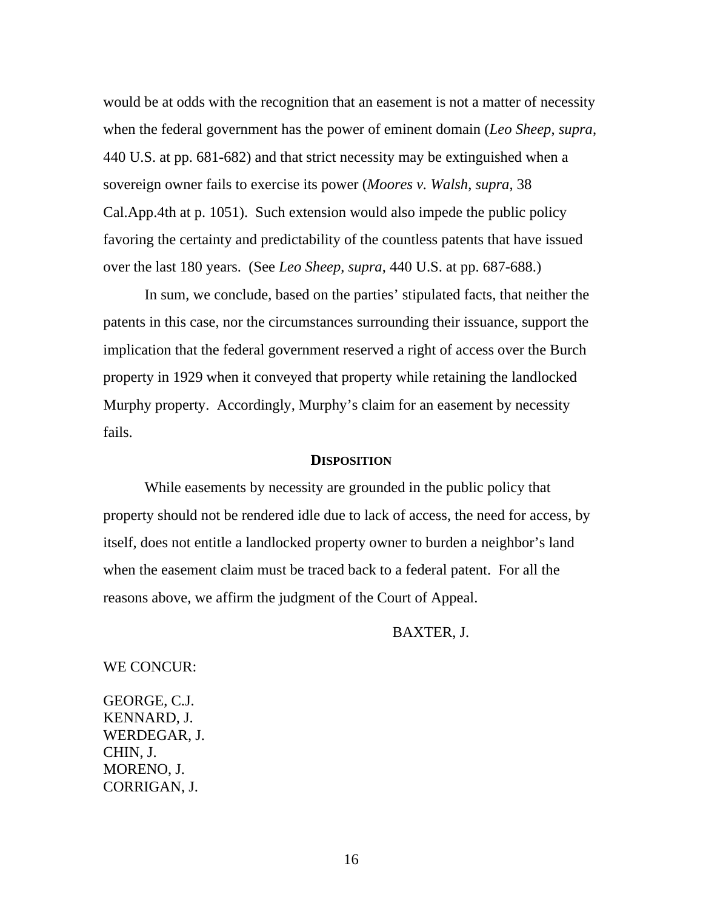would be at odds with the recognition that an easement is not a matter of necessity when the federal government has the power of eminent domain (*Leo Sheep*, *supra*, 440 U.S. at pp. 681-682) and that strict necessity may be extinguished when a sovereign owner fails to exercise its power (*Moores v. Walsh*, *supra*, 38 Cal.App.4th at p. 1051). Such extension would also impede the public policy favoring the certainty and predictability of the countless patents that have issued over the last 180 years. (See *Leo Sheep*, *supra*, 440 U.S. at pp. 687-688.)

In sum, we conclude, based on the parties' stipulated facts, that neither the patents in this case, nor the circumstances surrounding their issuance, support the implication that the federal government reserved a right of access over the Burch property in 1929 when it conveyed that property while retaining the landlocked Murphy property. Accordingly, Murphy's claim for an easement by necessity fails.

## **DISPOSITION**

While easements by necessity are grounded in the public policy that property should not be rendered idle due to lack of access, the need for access, by itself, does not entitle a landlocked property owner to burden a neighbor's land when the easement claim must be traced back to a federal patent. For all the reasons above, we affirm the judgment of the Court of Appeal.

BAXTER, J.

WE CONCUR:

GEORGE, C.J.
KENNARD, J.
WERDEGAR, J.
CHIN, J.
MORENO, J.
CORRIGAN, J.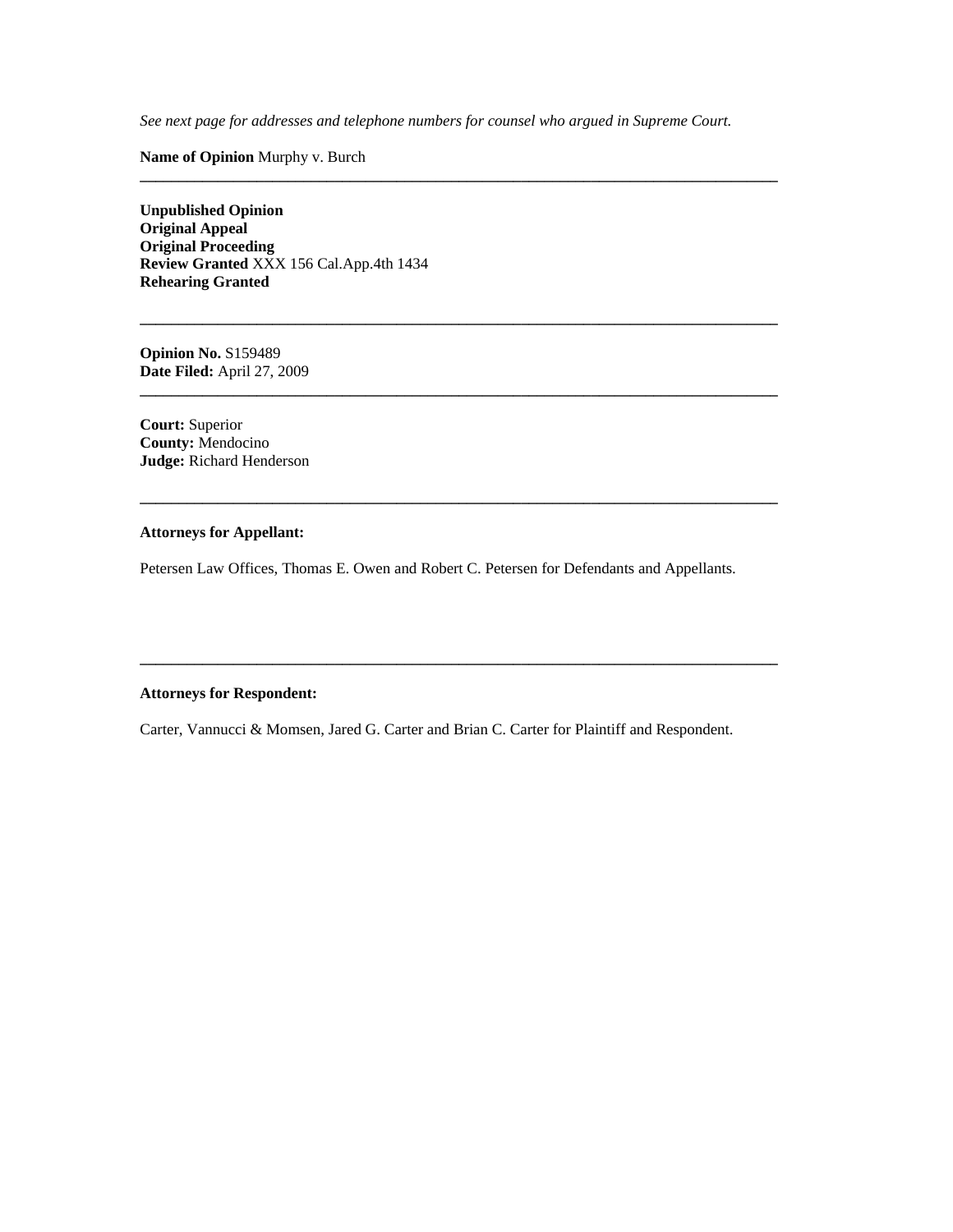*See next page for addresses and telephone numbers for counsel who argued in Supreme Court.*

**Name of Opinion** Murphy v. Burch

---

**Unpublished Opinion**
**Original Appeal**
**Original Proceeding**
**Review Granted** XXX 156 Cal.App.4th 1434
**Rehearing Granted**

---

**Opinion No.** S159489
**Date Filed:** April 27, 2009

---

**Court:** Superior
**County:** Mendocino
**Judge:** Richard Henderson

---

**Attorneys for Appellant:**

Petersen Law Offices, Thomas E. Owen and Robert C. Petersen for Defendants and Appellants.

---

**Attorneys for Respondent:**

Carter, Vannucci & Momsen, Jared G. Carter and Brian C. Carter for Plaintiff and Respondent.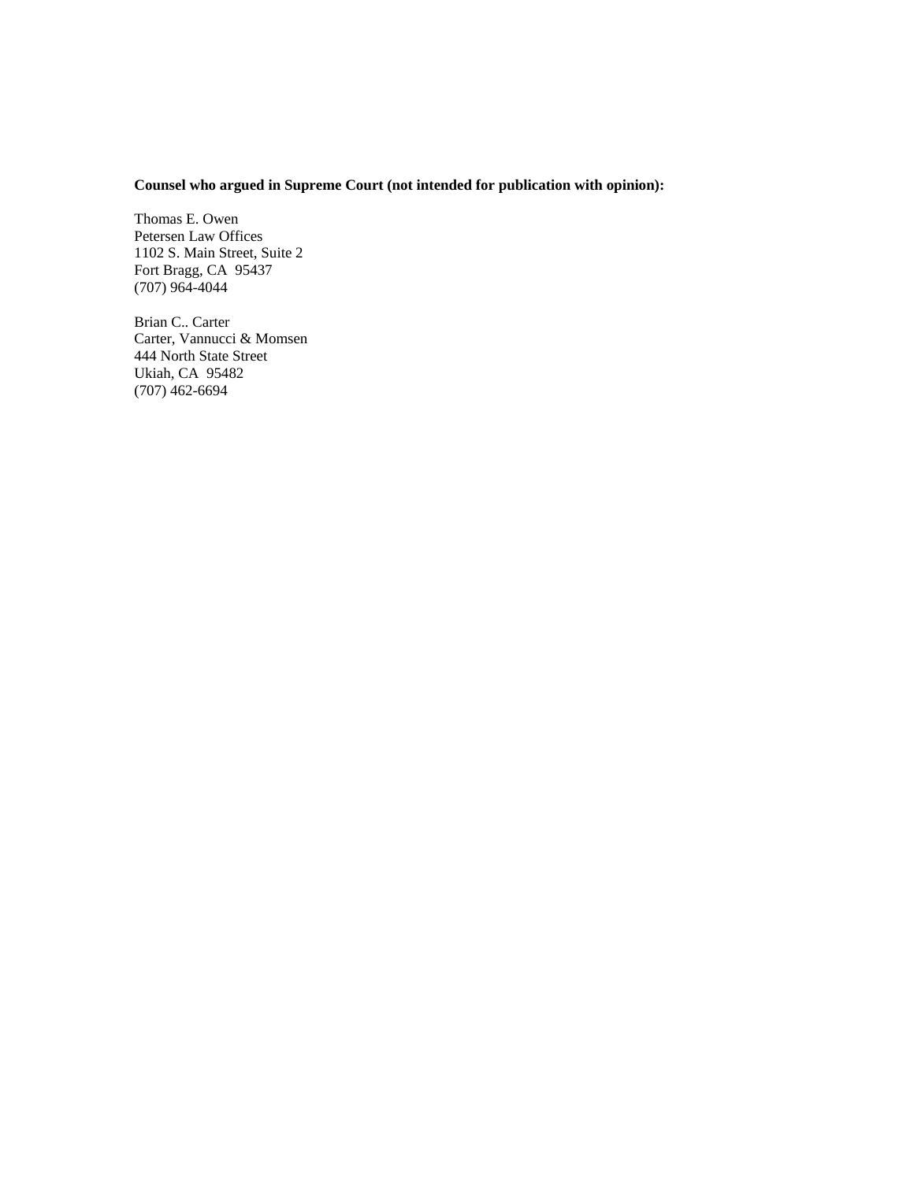**Counsel who argued in Supreme Court (not intended for publication with opinion):**

Thomas E. Owen
Petersen Law Offices
1102 S. Main Street, Suite 2
Fort Bragg, CA 95437
(707) 964-4044

Brian C.. Carter
Carter, Vannucci & Momsen
444 North State Street
Ukiah, CA 95482
(707) 462-6694